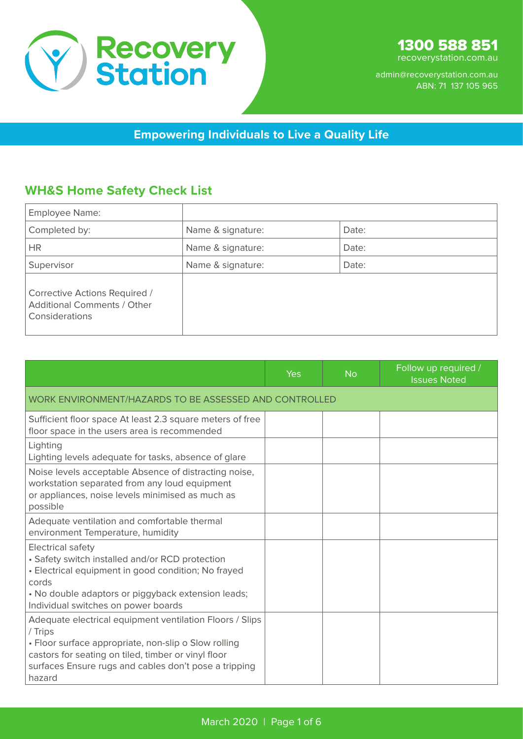# Recovery Station

**1300 588 851**
recoverystation.com.au

admin@recoverystation.com.au
ABN: 71 137 105 965

**Empowering Individuals to Live a Quality Life**

## WH&S Home Safety Check List

| Employee Name: | | |
|---|---|---|
| Completed by: | Name & signature: | Date: |
| HR | Name & signature: | Date: |
| Supervisor | Name & signature: | Date: |
| Corrective Actions Required / Additional Comments / Other Considerations | | |

| | Yes | No | Follow up required / Issues Noted |
|---|---|---|---|
| WORK ENVIRONMENT/HAZARDS TO BE ASSESSED AND CONTROLLED | | | |
| Sufficient floor space At least 2.3 square meters of free floor space in the users area is recommended | | | |
| Lighting<br>Lighting levels adequate for tasks, absence of glare | | | |
| Noise levels acceptable Absence of distracting noise, workstation separated from any loud equipment or appliances, noise levels minimised as much as possible | | | |
| Adequate ventilation and comfortable thermal environment Temperature, humidity | | | |
| Electrical safety<br>• Safety switch installed and/or RCD protection<br>• Electrical equipment in good condition; No frayed cords<br>• No double adaptors or piggyback extension leads; Individual switches on power boards | | | |
| Adequate electrical equipment ventilation Floors / Slips / Trips<br>• Floor surface appropriate, non-slip o Slow rolling castors for seating on tiled, timber or vinyl floor surfaces Ensure rugs and cables don't pose a tripping hazard | | | |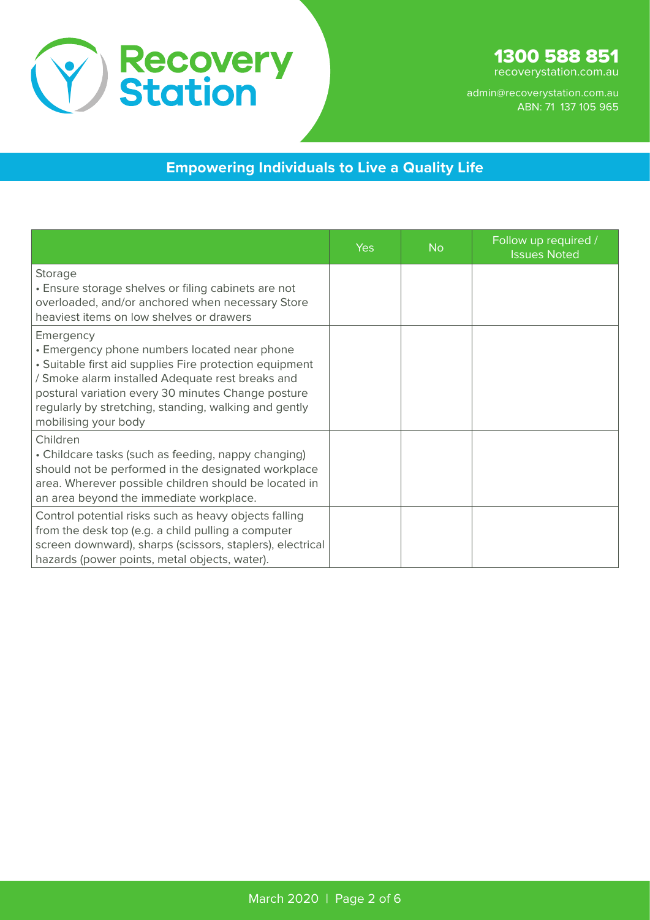| | Yes | No | Follow up required / Issues Noted |
|---|---|---|---|
| Storage<br>• Ensure storage shelves or filing cabinets are not overloaded, and/or anchored when necessary Store heaviest items on low shelves or drawers | | | |
| Emergency<br>• Emergency phone numbers located near phone<br>• Suitable first aid supplies Fire protection equipment / Smoke alarm installed Adequate rest breaks and postural variation every 30 minutes Change posture regularly by stretching, standing, walking and gently mobilising your body | | | |
| Children<br>• Childcare tasks (such as feeding, nappy changing) should not be performed in the designated workplace area. Wherever possible children should be located in an area beyond the immediate workplace. | | | |
| Control potential risks such as heavy objects falling from the desk top (e.g. a child pulling a computer screen downward), sharps (scissors, staplers), electrical hazards (power points, metal objects, water). | | | |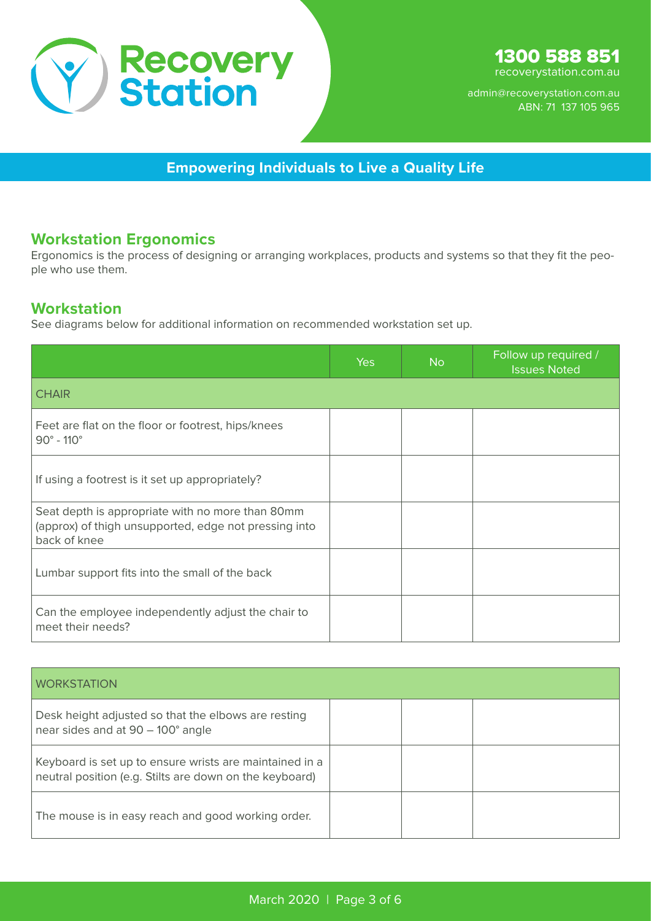## Workstation Ergonomics

Ergonomics is the process of designing or arranging workplaces, products and systems so that they fit the people who use them.

## Workstation

See diagrams below for additional information on recommended workstation set up.

| | Yes | No | Follow up required / Issues Noted |
|---|---|---|---|
| CHAIR | | | |
| Feet are flat on the floor or footrest, hips/knees 90° - 110° | | | |
| If using a footrest is it set up appropriately? | | | |
| Seat depth is appropriate with no more than 80mm (approx) of thigh unsupported, edge not pressing into back of knee | | | |
| Lumbar support fits into the small of the back | | | |
| Can the employee independently adjust the chair to meet their needs? | | | |

| WORKSTATION | | | |
|---|---|---|---|
| Desk height adjusted so that the elbows are resting near sides and at 90 – 100° angle | | | |
| Keyboard is set up to ensure wrists are maintained in a neutral position (e.g. Stilts are down on the keyboard) | | | |
| The mouse is in easy reach and good working order. | | | |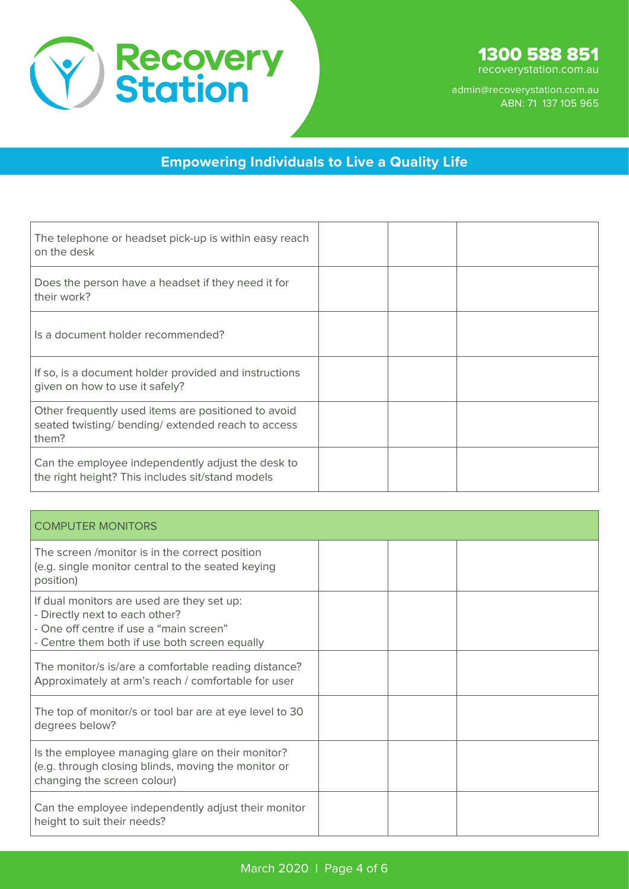| | | | |
|---|---|---|---|
| The telephone or headset pick-up is within easy reach on the desk | | | |
| Does the person have a headset if they need it for their work? | | | |
| Is a document holder recommended? | | | |
| If so, is a document holder provided and instructions given on how to use it safely? | | | |
| Other frequently used items are positioned to avoid seated twisting/ bending/ extended reach to access them? | | | |
| Can the employee independently adjust the desk to the right height? This includes sit/stand models | | | |

| COMPUTER MONITORS | | | |
|---|---|---|---|
| The screen /monitor is in the correct position (e.g. single monitor central to the seated keying position) | | | |
| If dual monitors are used are they set up:<br>- Directly next to each other?<br>- One off centre if use a "main screen"<br>- Centre them both if use both screen equally | | | |
| The monitor/s is/are a comfortable reading distance? Approximately at arm's reach / comfortable for user | | | |
| The top of monitor/s or tool bar are at eye level to 30 degrees below? | | | |
| Is the employee managing glare on their monitor? (e.g. through closing blinds, moving the monitor or changing the screen colour) | | | |
| Can the employee independently adjust their monitor height to suit their needs? | | | |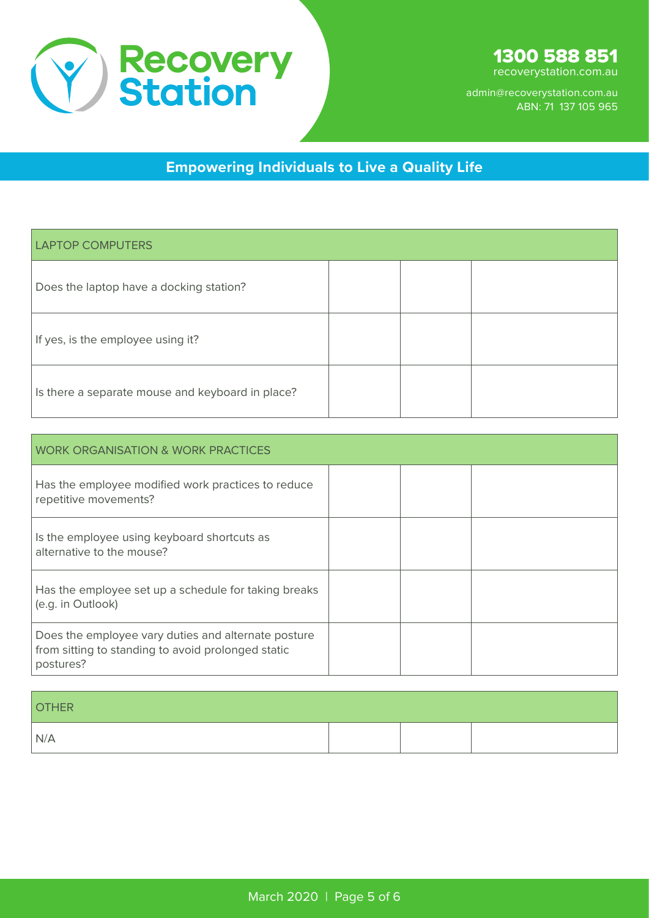| LAPTOP COMPUTERS | | | |
|---|---|---|---|
| Does the laptop have a docking station? | | | |
| If yes, is the employee using it? | | | |
| Is there a separate mouse and keyboard in place? | | | |

| WORK ORGANISATION & WORK PRACTICES | | | |
|---|---|---|---|
| Has the employee modified work practices to reduce repetitive movements? | | | |
| Is the employee using keyboard shortcuts as alternative to the mouse? | | | |
| Has the employee set up a schedule for taking breaks (e.g. in Outlook) | | | |
| Does the employee vary duties and alternate posture from sitting to standing to avoid prolonged static postures? | | | |

| OTHER | | | |
|---|---|---|---|
| N/A | | | |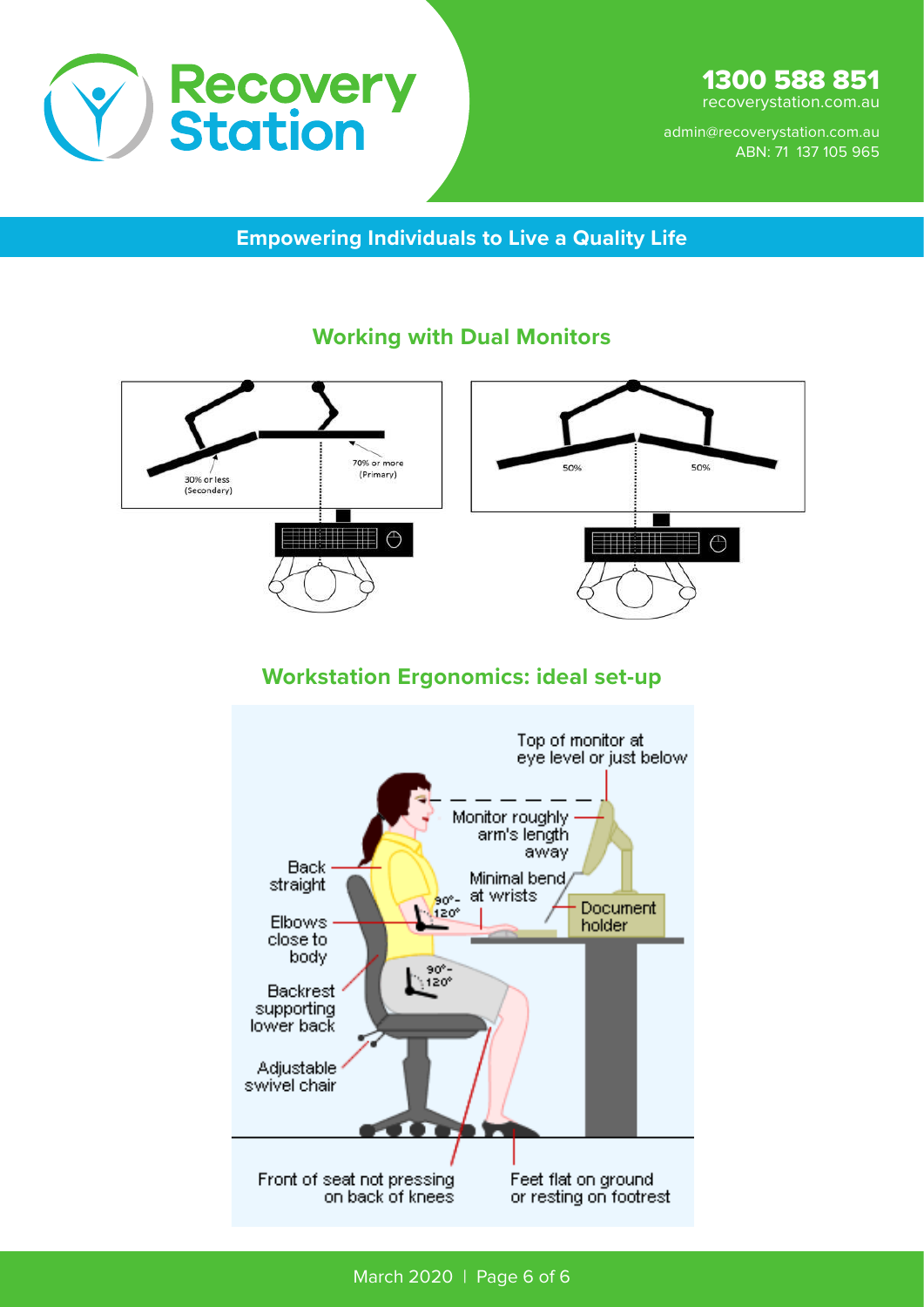## Working with Dual Monitors

30% or less (Secondary)

70% or more (Primary)

50%

50%

## Workstation Ergonomics: ideal set-up

Top of monitor at eye level or just below

Monitor roughly arm's length away

Back straight

Minimal bend at wrists

90°-120°

Document holder

Elbows close to body

90°-120°

Backrest supporting lower back

Adjustable swivel chair

Front of seat not pressing on back of knees

Feet flat on ground or resting on footrest